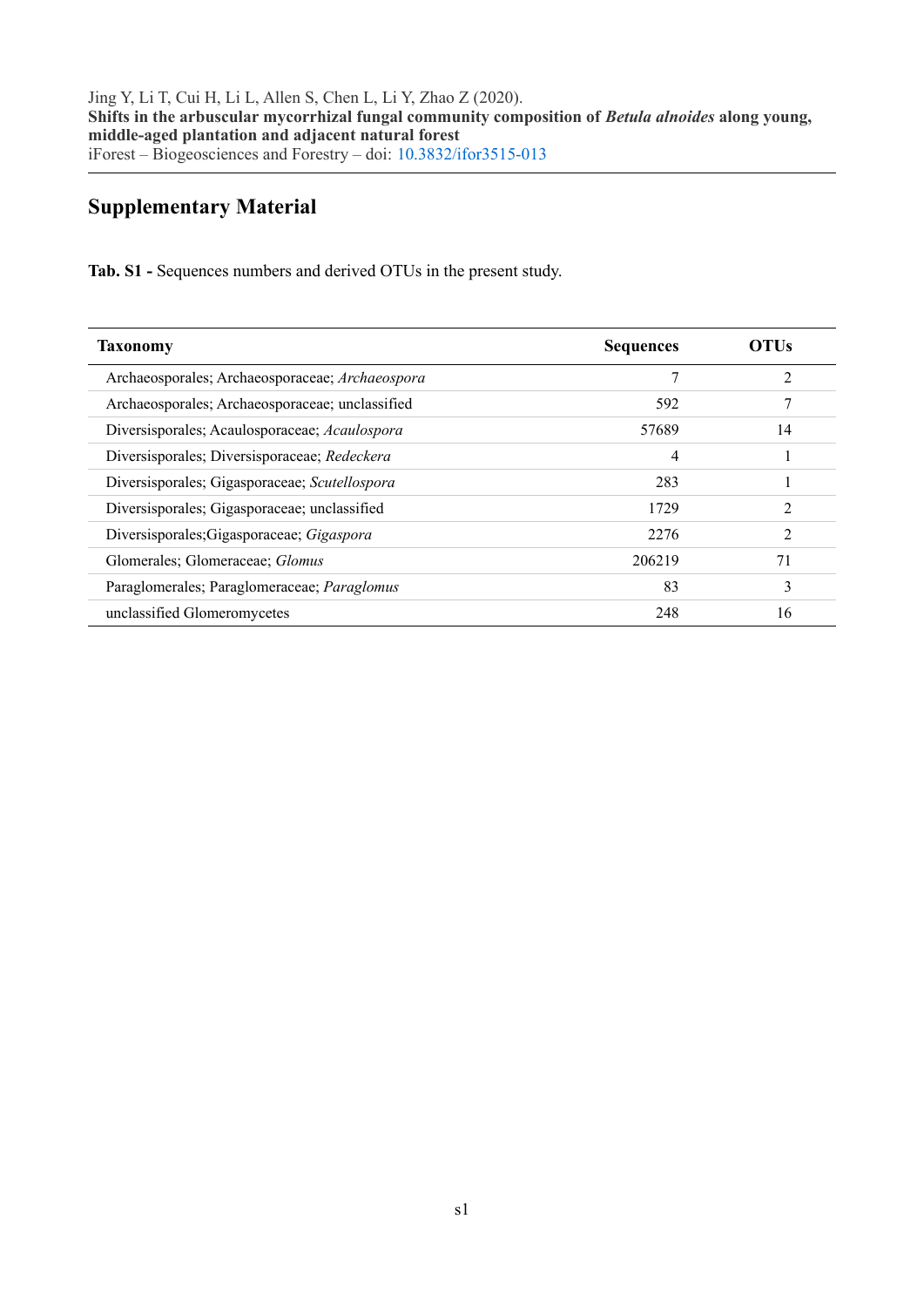Jing Y, Li T, Cui H, Li L, Allen S, Chen L, Li Y, Zhao Z (2020).
**Shifts in the arbuscular mycorrhizal fungal community composition of *Betula alnoides* along young, middle-aged plantation and adjacent natural forest**
iForest – Biogeosciences and Forestry – doi: 10.3832/ifor3515-013

## Supplementary Material

**Tab. S1 -** Sequences numbers and derived OTUs in the present study.

| Taxonomy | Sequences | OTUs |
|---|---|---|
| Archaeosporales; Archaeosporaceae; *Archaeospora* | 7 | 2 |
| Archaeosporales; Archaeosporaceae; unclassified | 592 | 7 |
| Diversisporales; Acaulosporaceae; *Acaulospora* | 57689 | 14 |
| Diversisporales; Diversisporaceae; *Redeckera* | 4 | 1 |
| Diversisporales; Gigasporaceae; *Scutellospora* | 283 | 1 |
| Diversisporales; Gigasporaceae; unclassified | 1729 | 2 |
| Diversisporales;Gigasporaceae; *Gigaspora* | 2276 | 2 |
| Glomerales; Glomeraceae; *Glomus* | 206219 | 71 |
| Paraglomerales; Paraglomeraceae; *Paraglomus* | 83 | 3 |
| unclassified Glomeromycetes | 248 | 16 |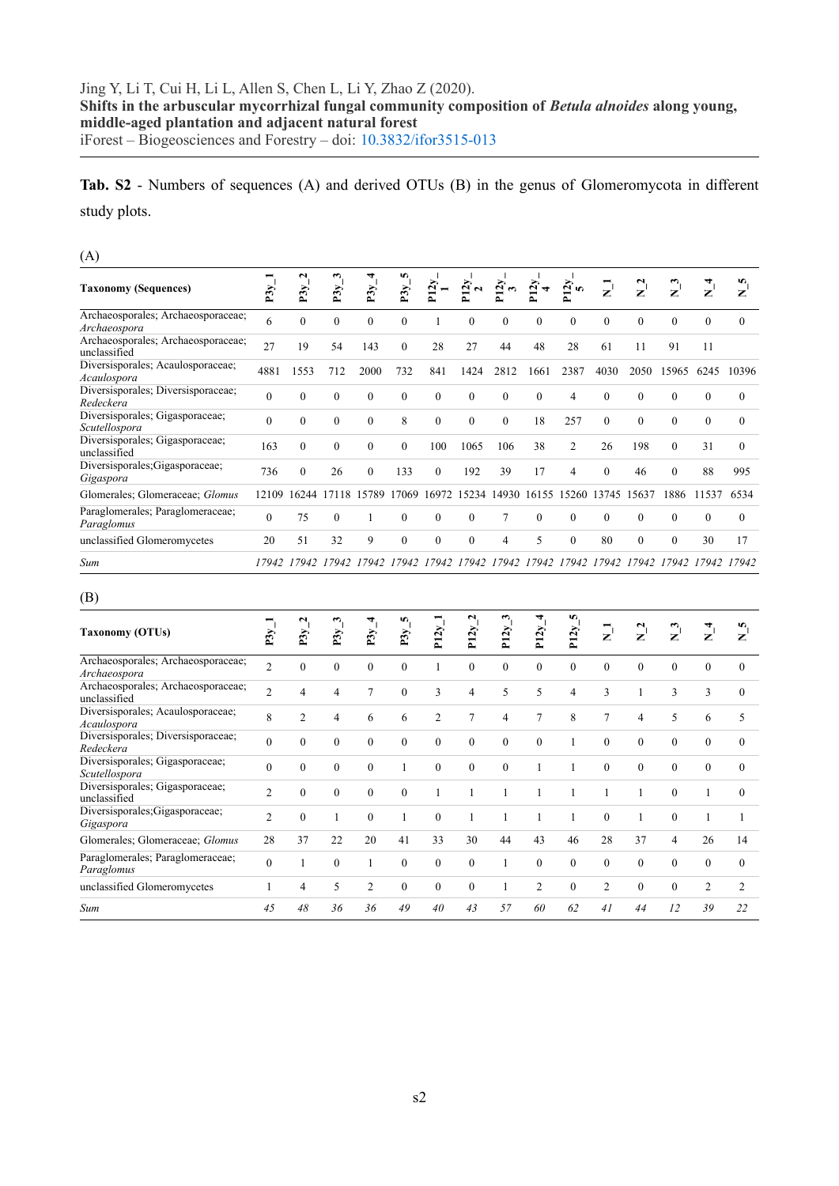**Tab. S2** - Numbers of sequences (A) and derived OTUs (B) in the genus of Glomeromycota in different study plots.

(A)

| Taxonomy (Sequences) | P3y_1 | P3y_2 | P3y_3 | P3y_4 | P3y_5 | P12y_1 | P12y_2 | P12y_3 | P12y_4 | P12y_5 | N_1 | N_2 | N_3 | N_4 | N_5 |
|---|---|---|---|---|---|---|---|---|---|---|---|---|---|---|---|
| Archaeosporales; Archaeosporaceae; *Archaeospora* | 6 | 0 | 0 | 0 | 0 | 1 | 0 | 0 | 0 | 0 | 0 | 0 | 0 | 0 | 0 |
| Archaeosporales; Archaeosporaceae; unclassified | 27 | 19 | 54 | 143 | 0 | 28 | 27 | 44 | 48 | 28 | 61 | 11 | 91 | 11 | |
| Diversisporales; Acaulosporaceae; *Acaulospora* | 4881 | 1553 | 712 | 2000 | 732 | 841 | 1424 | 2812 | 1661 | 2387 | 4030 | 2050 | 15965 | 6245 | 10396 |
| Diversisporales; Diversisporaceae; *Redeckera* | 0 | 0 | 0 | 0 | 0 | 0 | 0 | 0 | 0 | 4 | 0 | 0 | 0 | 0 | 0 |
| Diversisporales; Gigasporaceae; *Scutellospora* | 0 | 0 | 0 | 0 | 8 | 0 | 0 | 0 | 18 | 257 | 0 | 0 | 0 | 0 | 0 |
| Diversisporales; Gigasporaceae; unclassified | 163 | 0 | 0 | 0 | 0 | 100 | 1065 | 106 | 38 | 2 | 26 | 198 | 0 | 31 | 0 |
| Diversisporales;Gigasporaceae; *Gigaspora* | 736 | 0 | 26 | 0 | 133 | 0 | 192 | 39 | 17 | 4 | 0 | 46 | 0 | 88 | 995 |
| Glomerales; Glomeraceae; *Glomus* | 12109 | 16244 | 17118 | 15789 | 17069 | 16972 | 15234 | 14930 | 16155 | 15260 | 13745 | 15637 | 1886 | 11537 | 6534 |
| Paraglomerales; Paraglomeraceae; *Paraglomus* | 0 | 75 | 0 | 1 | 0 | 0 | 0 | 7 | 0 | 0 | 0 | 0 | 0 | 0 | 0 |
| unclassified Glomeromycetes | 20 | 51 | 32 | 9 | 0 | 0 | 0 | 4 | 5 | 0 | 80 | 0 | 0 | 30 | 17 |
| *Sum* | *17942* | *17942* | *17942* | *17942* | *17942* | *17942* | *17942* | *17942* | *17942* | *17942* | *17942* | *17942* | *17942* | *17942* | *17942* |

(B)

| Taxonomy (OTUs) | P3y_1 | P3y_2 | P3y_3 | P3y_4 | P3y_5 | P12y_1 | P12y_2 | P12y_3 | P12y_4 | P12y_5 | N_1 | N_2 | N_3 | N_4 | N_5 |
|---|---|---|---|---|---|---|---|---|---|---|---|---|---|---|---|
| Archaeosporales; Archaeosporaceae; *Archaeospora* | 2 | 0 | 0 | 0 | 0 | 1 | 0 | 0 | 0 | 0 | 0 | 0 | 0 | 0 | 0 |
| Archaeosporales; Archaeosporaceae; unclassified | 2 | 4 | 4 | 7 | 0 | 3 | 4 | 5 | 5 | 4 | 3 | 1 | 3 | 3 | 0 |
| Diversisporales; Acaulosporaceae; *Acaulospora* | 8 | 2 | 4 | 6 | 6 | 2 | 7 | 4 | 7 | 8 | 7 | 4 | 5 | 6 | 5 |
| Diversisporales; Diversisporaceae; *Redeckera* | 0 | 0 | 0 | 0 | 0 | 0 | 0 | 0 | 0 | 1 | 0 | 0 | 0 | 0 | 0 |
| Diversisporales; Gigasporaceae; *Scutellospora* | 0 | 0 | 0 | 0 | 1 | 0 | 0 | 0 | 1 | 1 | 0 | 0 | 0 | 0 | 0 |
| Diversisporales; Gigasporaceae; unclassified | 2 | 0 | 0 | 0 | 0 | 1 | 1 | 1 | 1 | 1 | 1 | 1 | 0 | 1 | 0 |
| Diversisporales;Gigasporaceae; *Gigaspora* | 2 | 0 | 1 | 0 | 1 | 0 | 1 | 1 | 1 | 1 | 0 | 1 | 0 | 1 | 1 |
| Glomerales; Glomeraceae; *Glomus* | 28 | 37 | 22 | 20 | 41 | 33 | 30 | 44 | 43 | 46 | 28 | 37 | 4 | 26 | 14 |
| Paraglomerales; Paraglomeraceae; *Paraglomus* | 0 | 1 | 0 | 1 | 0 | 0 | 0 | 1 | 0 | 0 | 0 | 0 | 0 | 0 | 0 |
| unclassified Glomeromycetes | 1 | 4 | 5 | 2 | 0 | 0 | 0 | 1 | 2 | 0 | 2 | 0 | 0 | 2 | 2 |
| *Sum* | *45* | *48* | *36* | *36* | *49* | *40* | *43* | *57* | *60* | *62* | *41* | *44* | *12* | *39* | *22* |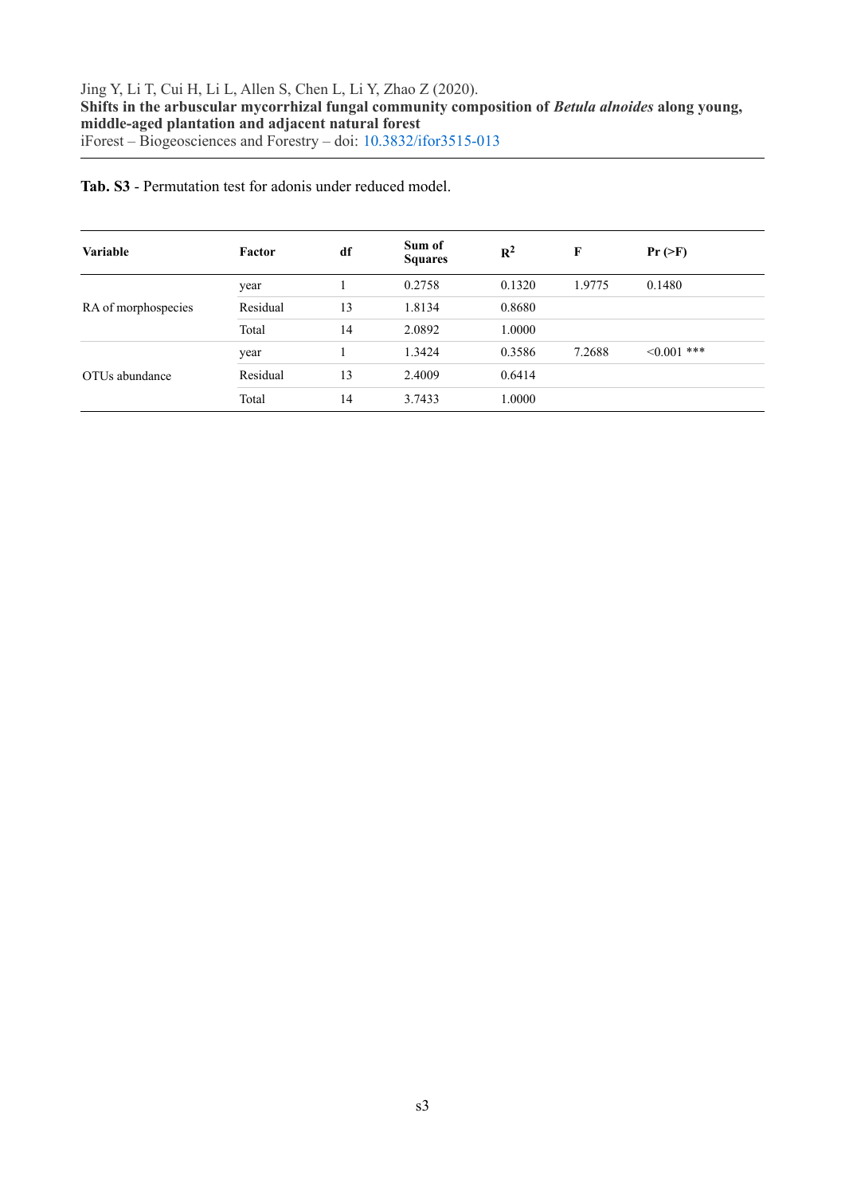**Tab. S3** - Permutation test for adonis under reduced model.

| Variable | Factor | df | Sum of Squares | $R^2$ | F | Pr (>F) |
|---|---|---|---|---|---|---|
| RA of morphospecies | year | 1 | 0.2758 | 0.1320 | 1.9775 | 0.1480 |
| | Residual | 13 | 1.8134 | 0.8680 | | |
| | Total | 14 | 2.0892 | 1.0000 | | |
| OTUs abundance | year | 1 | 1.3424 | 0.3586 | 7.2688 | <0.001 *** |
| | Residual | 13 | 2.4009 | 0.6414 | | |
| | Total | 14 | 3.7433 | 1.0000 | | |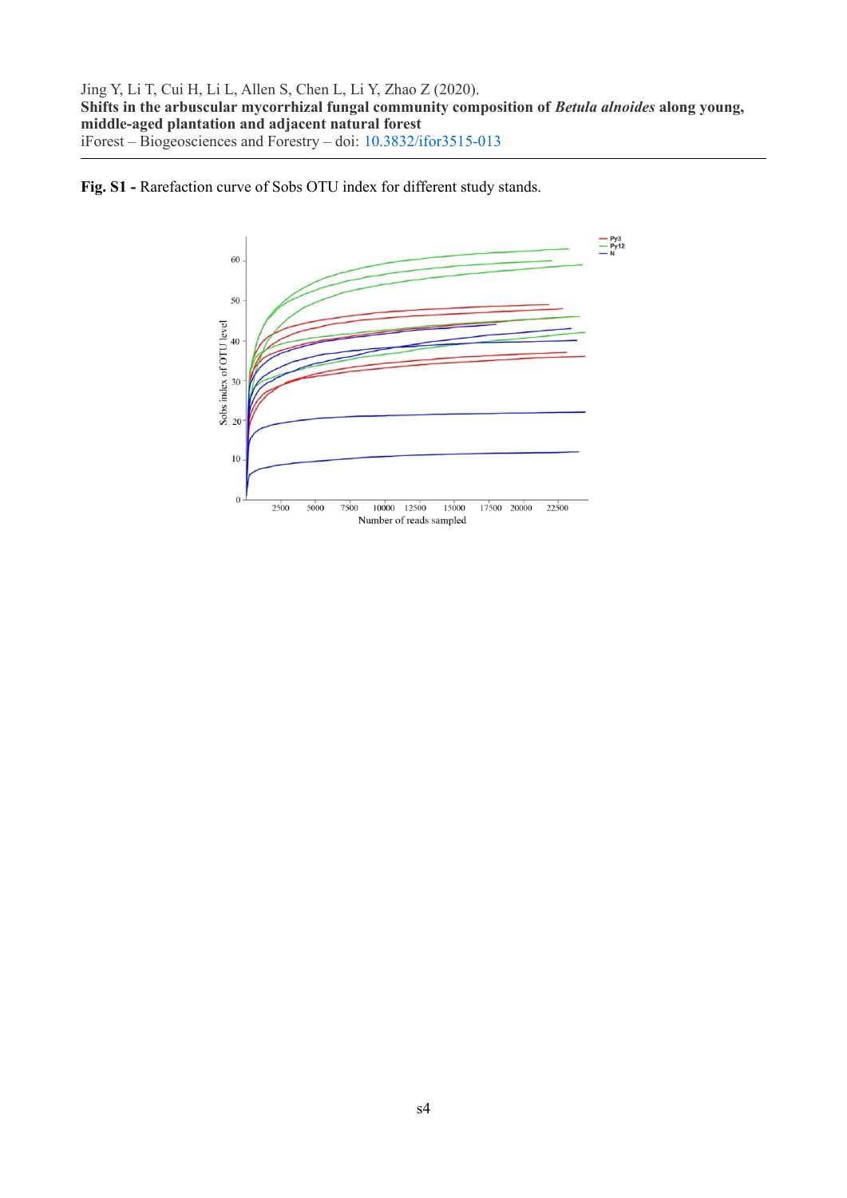Jing Y, Li T, Cui H, Li L, Allen S, Chen L, Li Y, Zhao Z (2020).
**Shifts in the arbuscular mycorrhizal fungal community composition of *Betula alnoides* along young, middle-aged plantation and adjacent natural forest**
iForest – Biogeosciences and Forestry – doi: 10.3832/ifor3515-013

**Fig. S1 -** Rarefaction curve of Sobs OTU index for different study stands.

Py3
Py12
N

Sobs index of OTU level

0
10
20
30
40
50
60

2500
5000
7500
10000
12500
15000
17500
20000
22500

Number of reads sampled